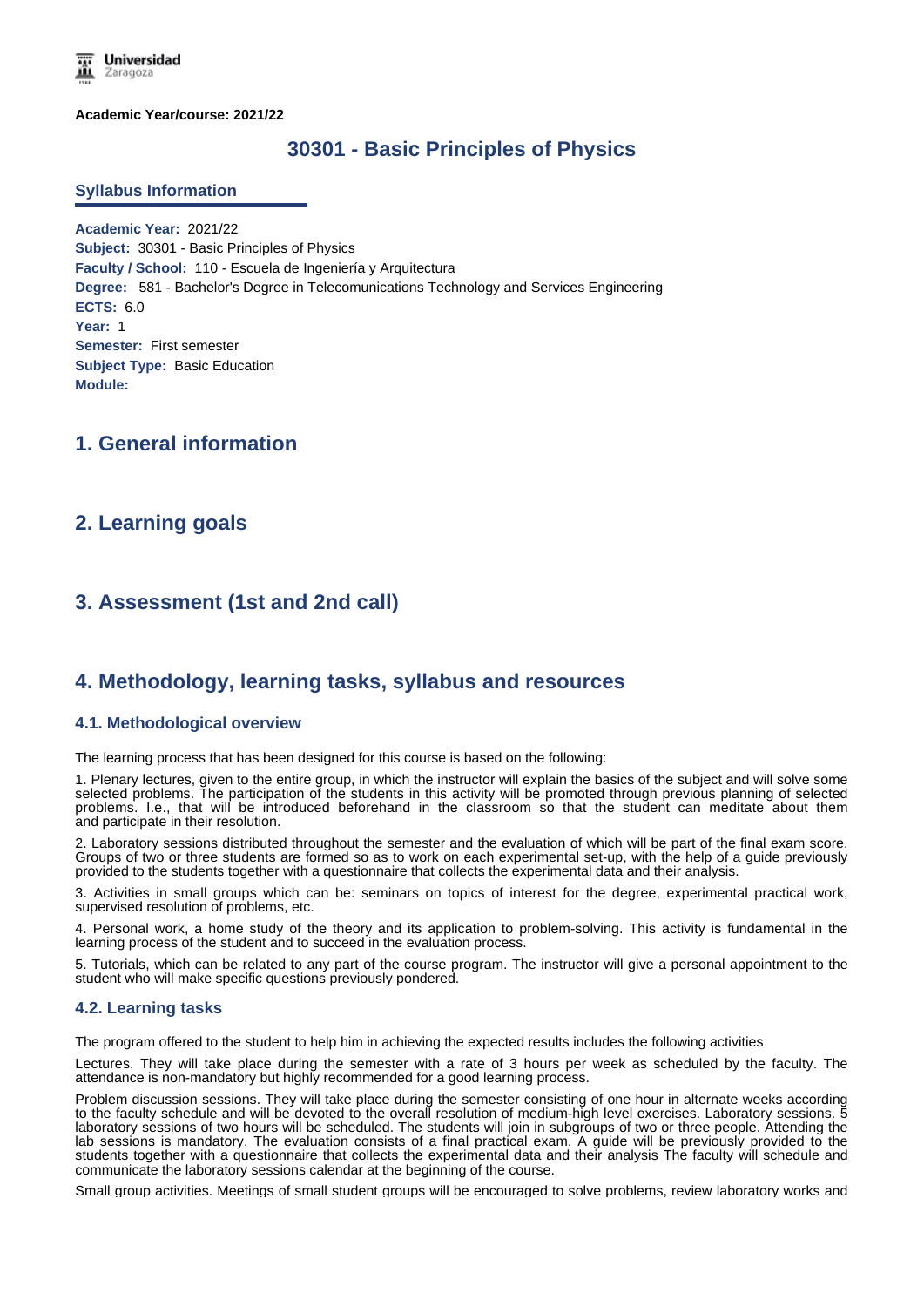**Academic Year/course: 2021/22**

# 30301 - Basic Principles of Physics

## Syllabus Information

**Academic Year:** 2021/22
**Subject:** 30301 - Basic Principles of Physics
**Faculty / School:** 110 - Escuela de Ingeniería y Arquitectura
**Degree:** 581 - Bachelor's Degree in Telecomunications Technology and Services Engineering
**ECTS:** 6.0
**Year:** 1
**Semester:** First semester
**Subject Type:** Basic Education
**Module:**

## 1. General information

## 2. Learning goals

## 3. Assessment (1st and 2nd call)

## 4. Methodology, learning tasks, syllabus and resources

### 4.1. Methodological overview

The learning process that has been designed for this course is based on the following:

1. Plenary lectures, given to the entire group, in which the instructor will explain the basics of the subject and will solve some selected problems. The participation of the students in this activity will be promoted through previous planning of selected problems. I.e., that will be introduced beforehand in the classroom so that the student can meditate about them and participate in their resolution.

2. Laboratory sessions distributed throughout the semester and the evaluation of which will be part of the final exam score. Groups of two or three students are formed so as to work on each experimental set-up, with the help of a guide previously provided to the students together with a questionnaire that collects the experimental data and their analysis.

3. Activities in small groups which can be: seminars on topics of interest for the degree, experimental practical work, supervised resolution of problems, etc.

4. Personal work, a home study of the theory and its application to problem-solving. This activity is fundamental in the learning process of the student and to succeed in the evaluation process.

5. Tutorials, which can be related to any part of the course program. The instructor will give a personal appointment to the student who will make specific questions previously pondered.

### 4.2. Learning tasks

The program offered to the student to help him in achieving the expected results includes the following activities

Lectures. They will take place during the semester with a rate of 3 hours per week as scheduled by the faculty. The attendance is non-mandatory but highly recommended for a good learning process.

Problem discussion sessions. They will take place during the semester consisting of one hour in alternate weeks according to the faculty schedule and will be devoted to the overall resolution of medium-high level exercises. Laboratory sessions. 5 laboratory sessions of two hours will be scheduled. The students will join in subgroups of two or three people. Attending the lab sessions is mandatory. The evaluation consists of a final practical exam. A guide will be previously provided to the students together with a questionnaire that collects the experimental data and their analysis The faculty will schedule and communicate the laboratory sessions calendar at the beginning of the course.

Small group activities. Meetings of small student groups will be encouraged to solve problems, review laboratory works and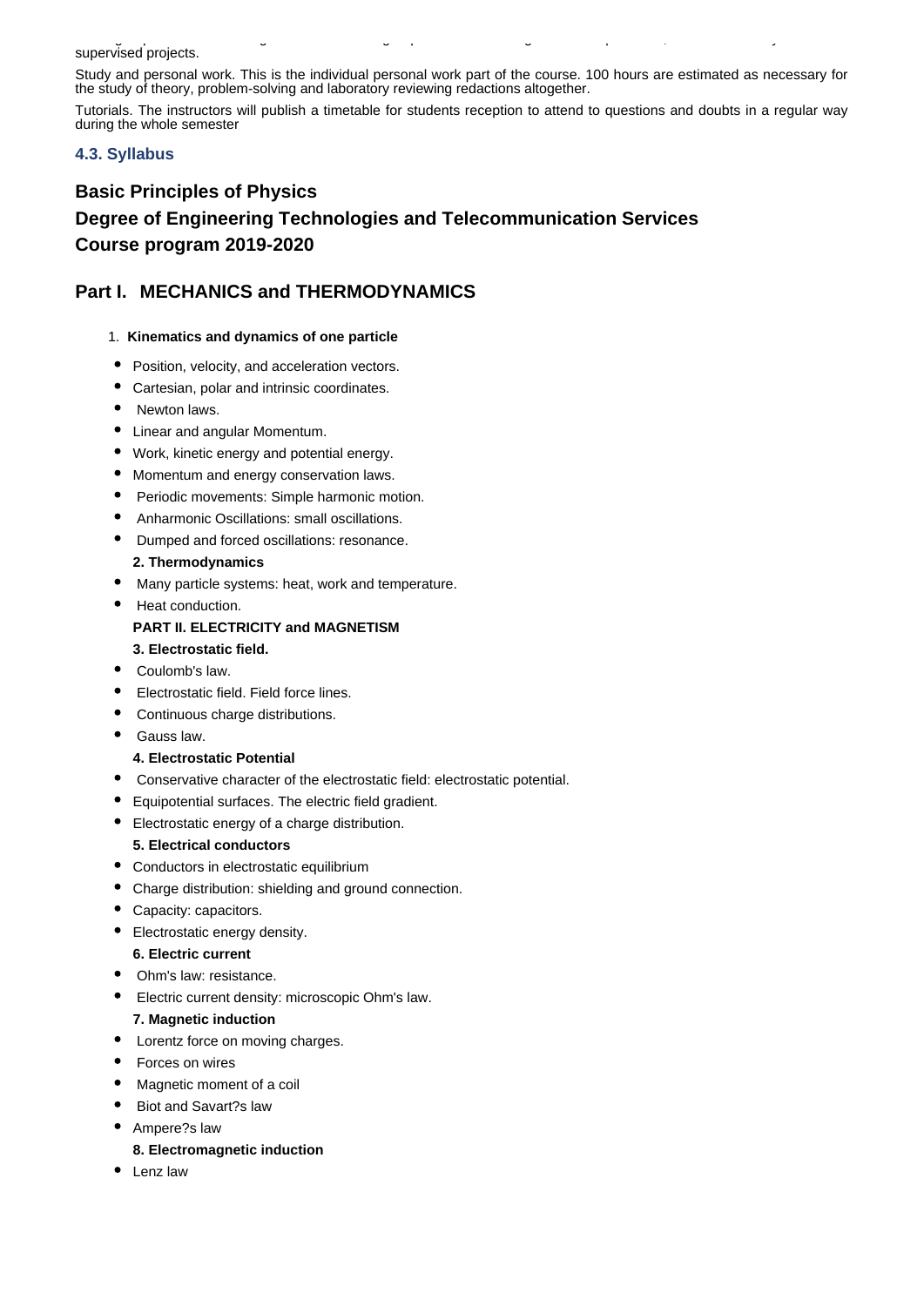supervised projects.

Study and personal work. This is the individual personal work part of the course. 100 hours are estimated as necessary for the study of theory, problem-solving and laboratory reviewing redactions altogether.

Tutorials. The instructors will publish a timetable for students reception to attend to questions and doubts in a regular way during the whole semester

### 4.3. Syllabus

## Basic Principles of Physics

## Degree of Engineering Technologies and Telecommunication Services

## Course program 2019-2020

## Part I. MECHANICS and THERMODYNAMICS

1. **Kinematics and dynamics of one particle**

- Position, velocity, and acceleration vectors.
- Cartesian, polar and intrinsic coordinates.
- Newton laws.
- Linear and angular Momentum.
- Work, kinetic energy and potential energy.
- Momentum and energy conservation laws.
- Periodic movements: Simple harmonic motion.
- Anharmonic Oscillations: small oscillations.
- Dumped and forced oscillations: resonance.

**2. Thermodynamics**

- Many particle systems: heat, work and temperature.
- Heat conduction.

**PART II. ELECTRICITY and MAGNETISM**

**3. Electrostatic field.**

- Coulomb's law.
- Electrostatic field. Field force lines.
- Continuous charge distributions.
- Gauss law.

**4. Electrostatic Potential**

- Conservative character of the electrostatic field: electrostatic potential.
- Equipotential surfaces. The electric field gradient.
- Electrostatic energy of a charge distribution.

**5. Electrical conductors**

- Conductors in electrostatic equilibrium
- Charge distribution: shielding and ground connection.
- Capacity: capacitors.
- Electrostatic energy density.

**6. Electric current**

- Ohm's law: resistance.
- Electric current density: microscopic Ohm's law.

**7. Magnetic induction**

- Lorentz force on moving charges.
- Forces on wires
- Magnetic moment of a coil
- Biot and Savart?s law
- Ampere?s law

**8. Electromagnetic induction**

- Lenz law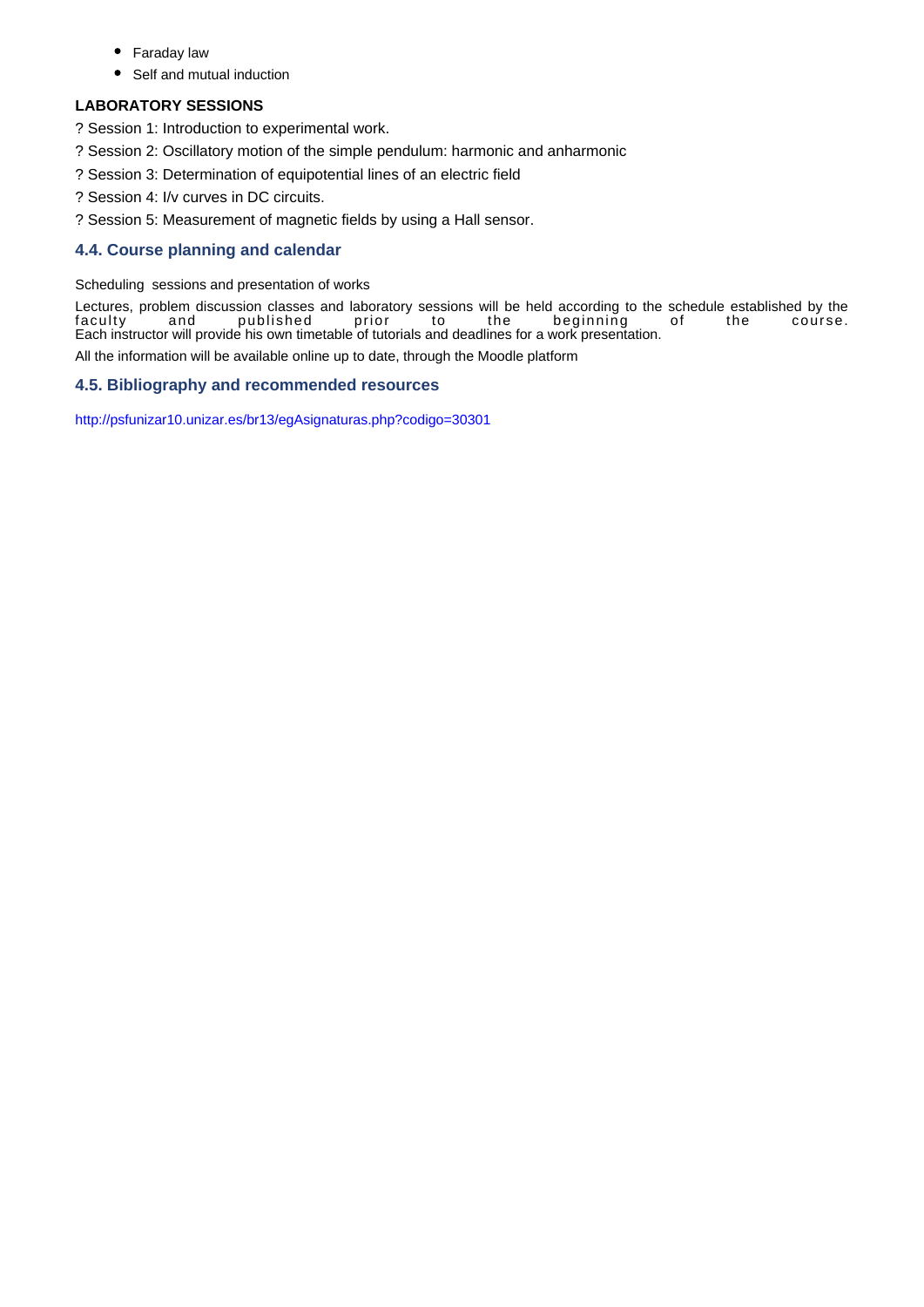- Faraday law
- Self and mutual induction

**LABORATORY SESSIONS**

? Session 1: Introduction to experimental work.

? Session 2: Oscillatory motion of the simple pendulum: harmonic and anharmonic

? Session 3: Determination of equipotential lines of an electric field

? Session 4: I/v curves in DC circuits.

? Session 5: Measurement of magnetic fields by using a Hall sensor.

### 4.4. Course planning and calendar

Scheduling sessions and presentation of works

Lectures, problem discussion classes and laboratory sessions will be held according to the schedule established by the faculty and published prior to the beginning of the course. Each instructor will provide his own timetable of tutorials and deadlines for a work presentation.

All the information will be available online up to date, through the Moodle platform

### 4.5. Bibliography and recommended resources

http://psfunizar10.unizar.es/br13/egAsignaturas.php?codigo=30301